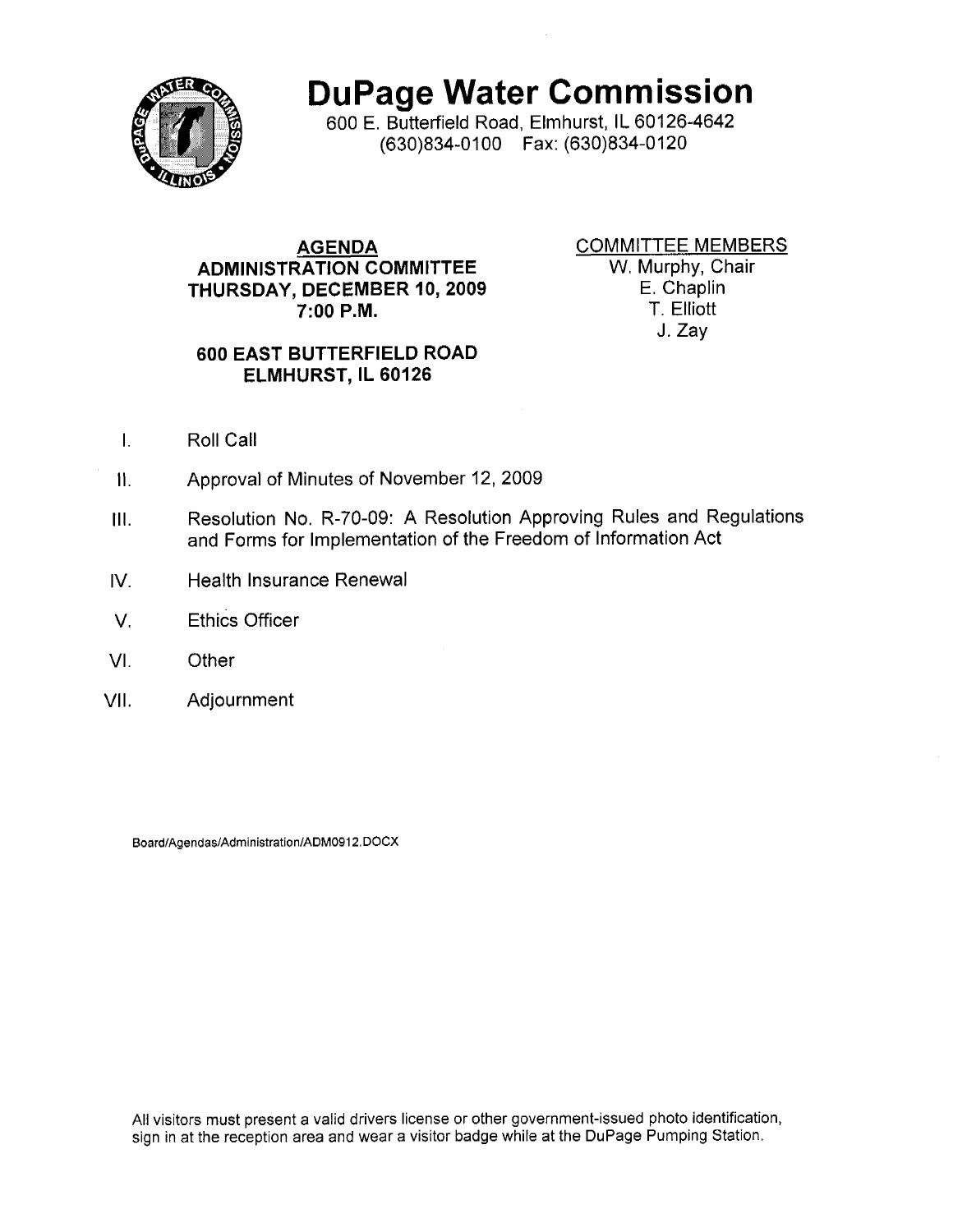# DuPage Water Commission

600 E. Butterfield Road, Elmhurst, IL 60126-4642
(630)834-0100 Fax: (630)834-0120

**AGENDA**
**ADMINISTRATION COMMITTEE**
**THURSDAY, DECEMBER 10, 2009**
**7:00 P.M.**

**600 EAST BUTTERFIELD ROAD**
**ELMHURST, IL 60126**

COMMITTEE MEMBERS
W. Murphy, Chair
E. Chaplin
T. Elliott
J. Zay

I. Roll Call

II. Approval of Minutes of November 12, 2009

III. Resolution No. R-70-09: A Resolution Approving Rules and Regulations and Forms for Implementation of the Freedom of Information Act

IV. Health Insurance Renewal

V. Ethics Officer

VI. Other

VII. Adjournment

Board/Agendas/Administration/ADM0912.DOCX

All visitors must present a valid drivers license or other government-issued photo identification, sign in at the reception area and wear a visitor badge while at the DuPage Pumping Station.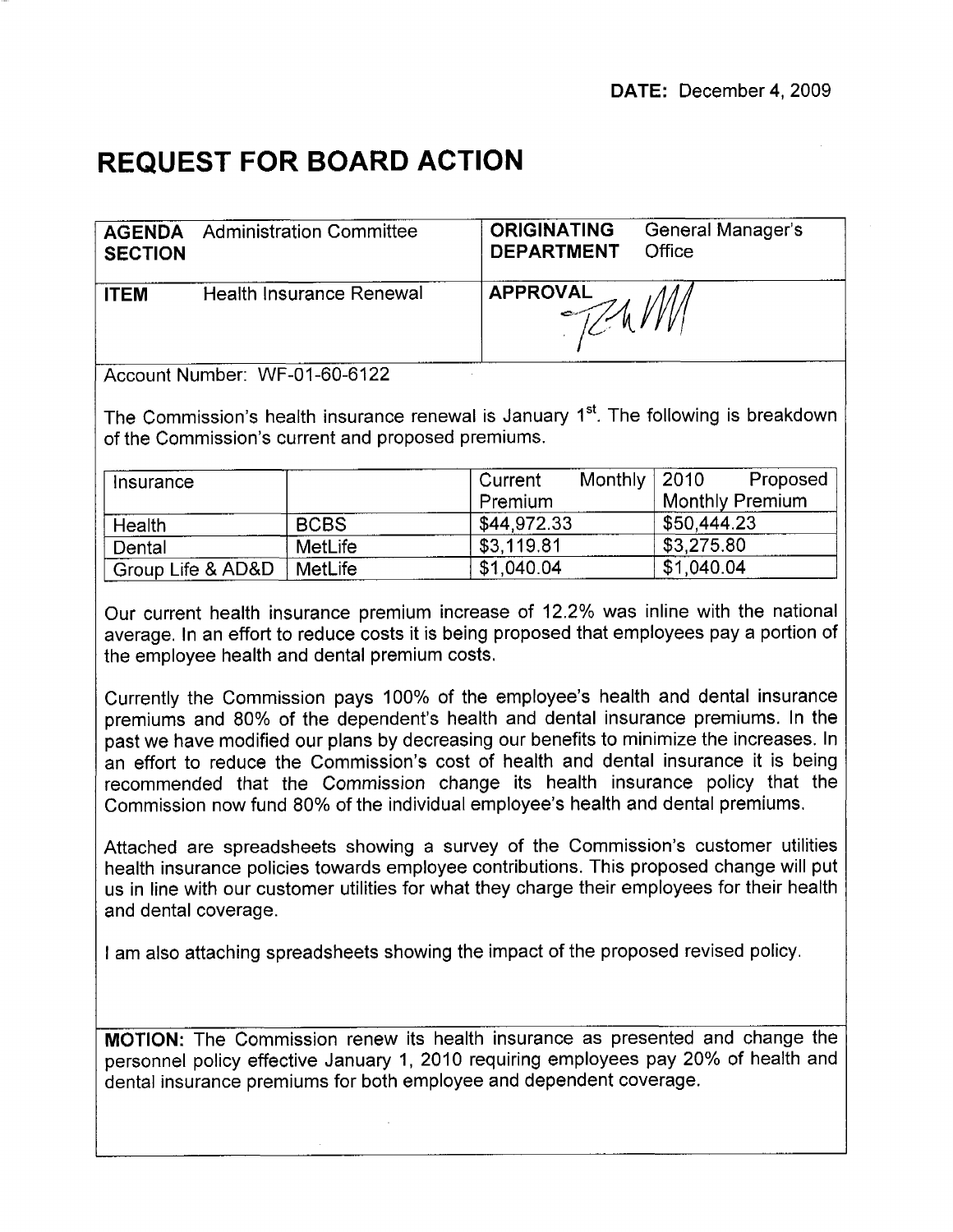DATE: December 4, 2009

# REQUEST FOR BOARD ACTION

| | |
|---|---|
| **AGENDA SECTION** Administration Committee | **ORIGINATING DEPARTMENT** General Manager's Office |
| **ITEM** Health Insurance Renewal | **APPROVAL** |

Account Number: WF-01-60-6122

The Commission's health insurance renewal is January 1st. The following is breakdown of the Commission's current and proposed premiums.

| Insurance | | Current Monthly Premium | 2010 Proposed Monthly Premium |
|---|---|---|---|
| Health | BCBS | $44,972.33 | $50,444.23 |
| Dental | MetLife | $3,119.81 | $3,275.80 |
| Group Life & AD&D | MetLife | $1,040.04 | $1,040.04 |

Our current health insurance premium increase of 12.2% was inline with the national average. In an effort to reduce costs it is being proposed that employees pay a portion of the employee health and dental premium costs.

Currently the Commission pays 100% of the employee's health and dental insurance premiums and 80% of the dependent's health and dental insurance premiums. In the past we have modified our plans by decreasing our benefits to minimize the increases. In an effort to reduce the Commission's cost of health and dental insurance it is being recommended that the Commission change its health insurance policy that the Commission now fund 80% of the individual employee's health and dental premiums.

Attached are spreadsheets showing a survey of the Commission's customer utilities health insurance policies towards employee contributions. This proposed change will put us in line with our customer utilities for what they charge their employees for their health and dental coverage.

I am also attaching spreadsheets showing the impact of the proposed revised policy.

**MOTION:** The Commission renew its health insurance as presented and change the personnel policy effective January 1, 2010 requiring employees pay 20% of health and dental insurance premiums for both employee and dependent coverage.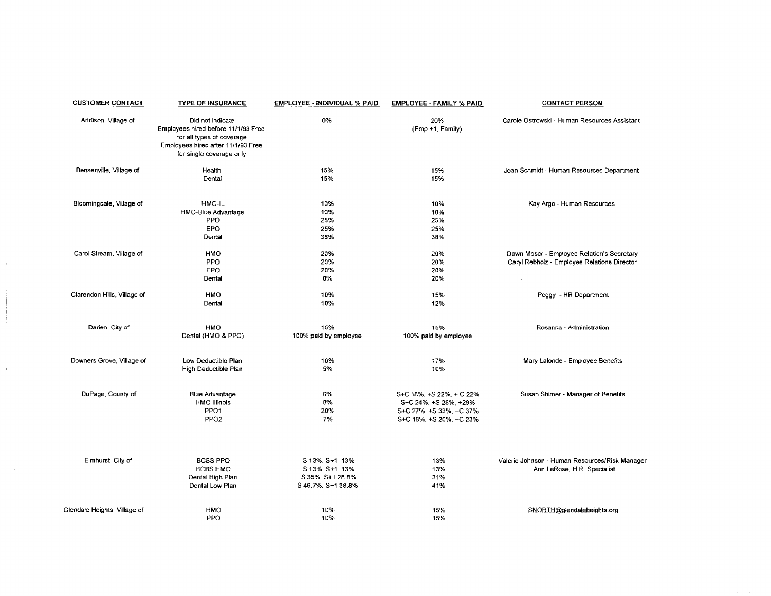| CUSTOMER CONTACT | TYPE OF INSURANCE | EMPLOYEE - INDIVIDUAL % PAID | EMPLOYEE - FAMILY % PAID | CONTACT PERSON |
|---|---|---|---|---|
| Addison, Village of | Did not indicate<br>Employees hired before 11/1/93 Free for all types of coverage<br>Employees hired after 11/1/93 Free for single coverage only | 0% | 20%<br>(Emp +1, Family) | Carole Ostrowski - Human Resources Assistant |
| Bensenville, Village of | Health<br>Dental | 15%<br>15% | 15%<br>15% | Jean Schmidt - Human Resources Department |
| Bloomingdale, Village of | HMO-IL<br>HMO-Blue Advantage<br>PPO<br>EPO<br>Dental | 10%<br>10%<br>25%<br>25%<br>38% | 10%<br>10%<br>25%<br>25%<br>38% | Kay Argo - Human Resources |
| Carol Stream, Village of | HMO<br>PPO<br>EPO<br>Dental | 20%<br>20%<br>20%<br>0% | 20%<br>20%<br>20%<br>20% | Dawn Moser - Employee Relation's Secretary<br>Caryl Rebholz - Employee Relations Director |
| Clarendon Hills, Village of | HMO<br>Dental | 10%<br>10% | 15%<br>12% | Peggy - HR Department |
| Darien, City of | HMO<br>Dental (HMO & PPO) | 15%<br>100% paid by employee | 15%<br>100% paid by employee | Rosanna - Administration |
| Downers Grove, Village of | Low Deductible Plan<br>High Deductible Plan | 10%<br>5% | 17%<br>10% | Mary Lalonde - Employee Benefits |
| DuPage, County of | Blue Advantage<br>HMO Illinois<br>PPO1<br>PPO2 | 0%<br>8%<br>20%<br>7% | S+C 18%, +S 22%, + C 22%<br>S+C 24%, +S 28%, +29%<br>S+C 27%, +S 33%, +C 37%<br>S+C 18%, +S 20%, +C 23% | Susan Shimer - Manager of Benefits |
| Elmhurst, City of | BCBS PPO<br>BCBS HMO<br>Dental High Plan<br>Dental Low Plan | S 13%, S+1 13%<br>S 13%, S+1 13%<br>S 35%, S+1 28.8%<br>S 46.7%, S+1 38.8% | 13%<br>13%<br>31%<br>41% | Valerie Johnson - Human Resources/Risk Manager<br>Ann LeRose, H.R. Specialist |
| Glendale Heights, Village of | HMO<br>PPO | 10%<br>10% | 15%<br>15% | SNORTH@glendaleheights.org |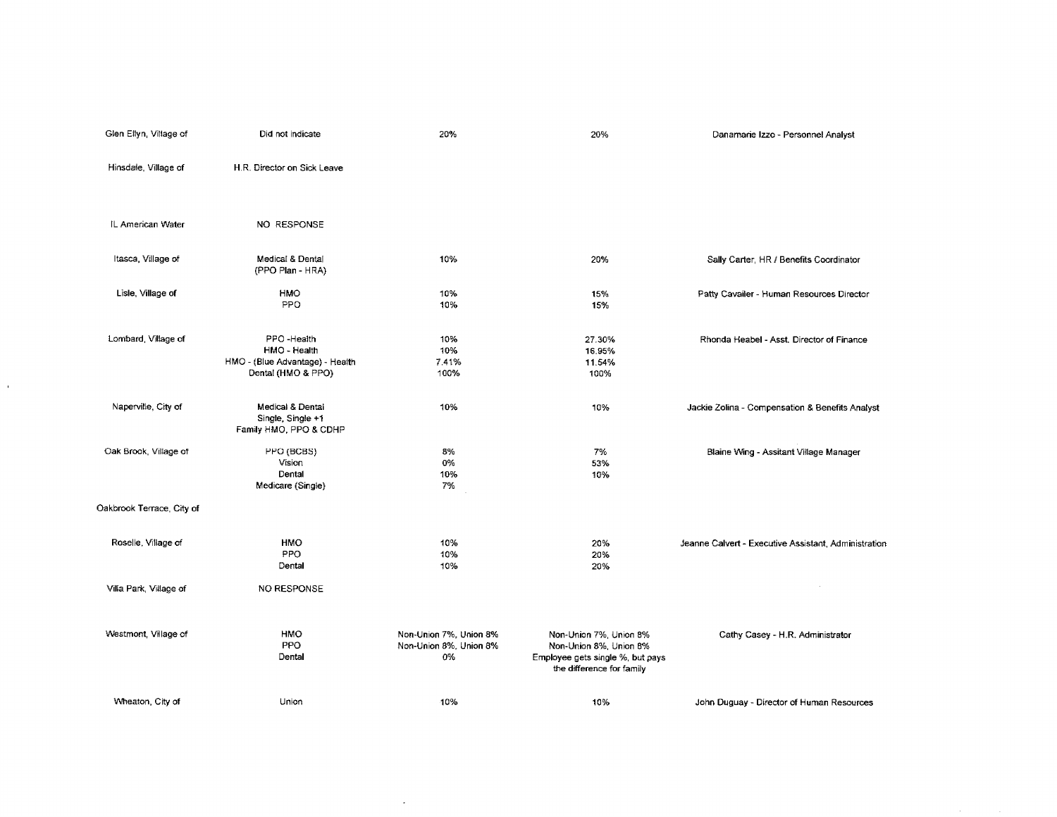| | | | | |
|---|---|---|---|---|
| Glen Ellyn, Village of | Did not indicate | 20% | 20% | Danamarie Izzo - Personnel Analyst |
| Hinsdale, Village of | H.R. Director on Sick Leave | | | |
| IL American Water | NO RESPONSE | | | |
| Itasca, Village of | Medical & Dental (PPO Plan - HRA) | 10% | 20% | Sally Carter, HR / Benefits Coordinator |
| Lisle, Village of | HMO<br>PPO | 10%<br>10% | 15%<br>15% | Patty Cavaller - Human Resources Director |
| Lombard, Village of | PPO -Health<br>HMO - Health<br>HMO - (Blue Advantage) - Health<br>Dental (HMO & PPO) | 10%<br>10%<br>7.41%<br>100% | 27.30%<br>16.95%<br>11.54%<br>100% | Rhonda Heabel - Asst. Director of Finance |
| Naperville, City of | Medical & Dental<br>Single, Single +1<br>Family HMO, PPO & CDHP | 10% | 10% | Jackie Zolina - Compensation & Benefits Analyst |
| Oak Brook, Village of | PPO (BCBS)<br>Vision<br>Dental<br>Medicare (Single) | 8%<br>0%<br>10%<br>7% | 7%<br>53%<br>10% | Blaine Wing - Assitant Village Manager |
| Oakbrook Terrace, City of | | | | |
| Roselle, Village of | HMO<br>PPO<br>Dental | 10%<br>10%<br>10% | 20%<br>20%<br>20% | Jeanne Calvert - Executive Assistant, Administration |
| Villa Park, Village of | NO RESPONSE | | | |
| Westmont, Village of | HMO<br>PPO<br>Dental | Non-Union 7%, Union 8%<br>Non-Union 8%, Union 8%<br>0% | Non-Union 7%, Union 8%<br>Non-Union 8%, Union 8%<br>Employee gets single %, but pays the difference for family | Cathy Casey - H.R. Administrator |
| Wheaton, City of | Union | 10% | 10% | John Duguay - Director of Human Resources |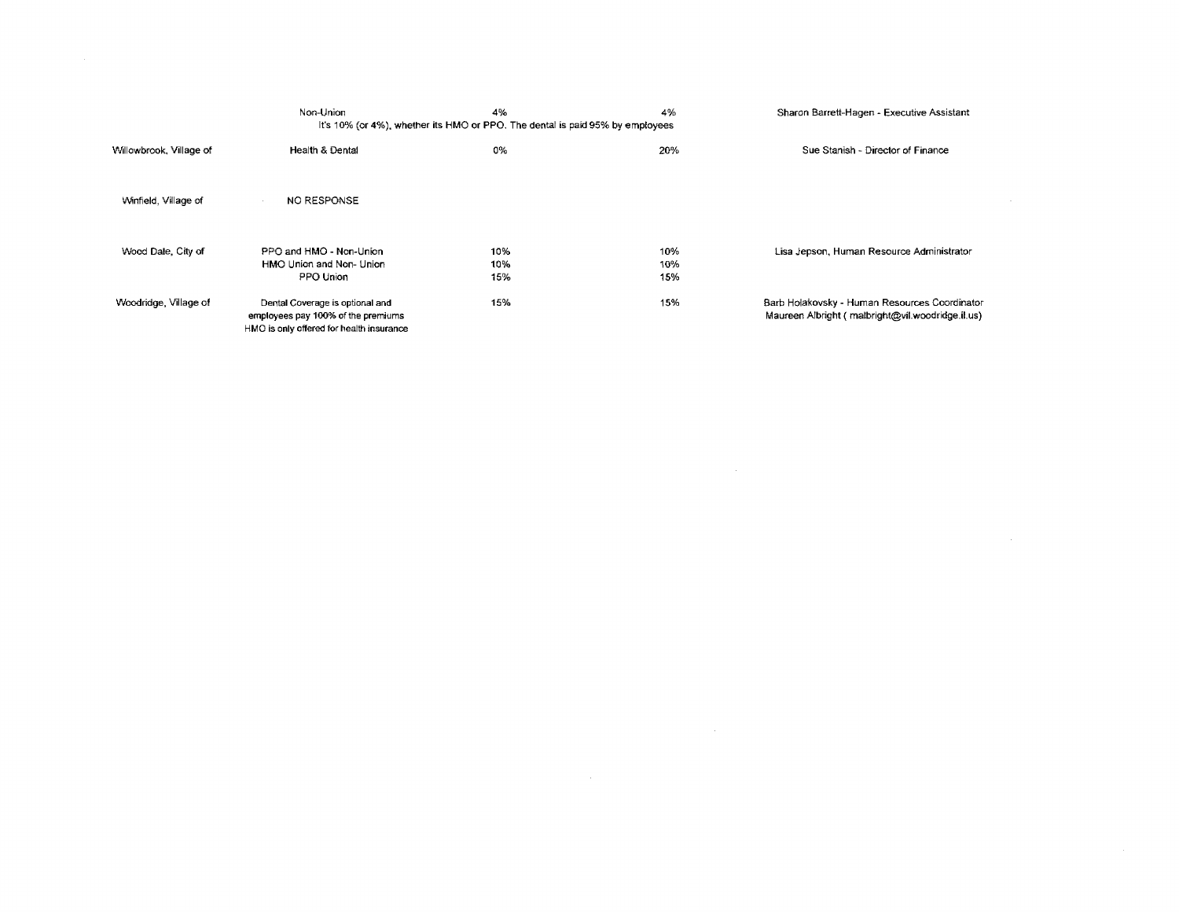| | | | | |
|---|---|---|---|---|
| | Non-Union | 4% | 4% | Sharon Barrett-Hagen - Executive Assistant |
| | It's 10% (or 4%), whether its HMO or PPO. The dental is paid 95% by employees | | | |
| Willowbrook, Village of | Health & Dental | 0% | 20% | Sue Stanish - Director of Finance |
| Winfield, Village of | NO RESPONSE | | | |
| Wood Dale, City of | PPO and HMO - Non-Union | 10% | 10% | Lisa Jepson, Human Resource Administrator |
| | HMO Union and Non- Union | 10% | 10% | |
| | PPO Union | 15% | 15% | |
| Woodridge, Village of | Dental Coverage is optional and employees pay 100% of the premiums HMO is only offered for health insurance | 15% | 15% | Barb Holakovsky - Human Resources Coordinator Maureen Albright ( malbright@vil.woodridge.il.us) |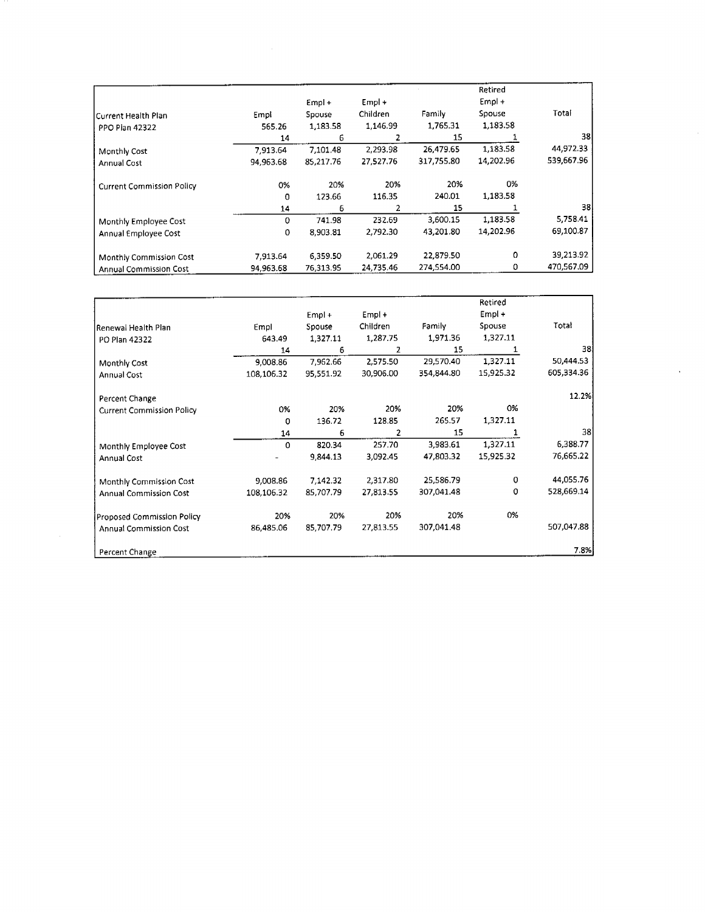| Current Health Plan | Empl | Empl + Spouse | Empl + Children | Family | Retired Empl + Spouse | Total |
|---|---|---|---|---|---|---|
| PPO Plan 42322 | 565.26 | 1,183.58 | 1,146.99 | 1,765.31 | 1,183.58 | |
| | 14 | 6 | 2 | 15 | 1 | 38 |
| Monthly Cost | 7,913.64 | 7,101.48 | 2,293.98 | 26,479.65 | 1,183.58 | 44,972.33 |
| Annual Cost | 94,963.68 | 85,217.76 | 27,527.76 | 317,755.80 | 14,202.96 | 539,667.96 |
| | | | | | | |
| Current Commission Policy | 0% | 20% | 20% | 20% | 0% | |
| | 0 | 123.66 | 116.35 | 240.01 | 1,183.58 | |
| | 14 | 6 | 2 | 15 | 1 | 38 |
| Monthly Employee Cost | 0 | 741.98 | 232.69 | 3,600.15 | 1,183.58 | 5,758.41 |
| Annual Employee Cost | 0 | 8,903.81 | 2,792.30 | 43,201.80 | 14,202.96 | 69,100.87 |
| | | | | | | |
| Monthly Commission Cost | 7,913.64 | 6,359.50 | 2,061.29 | 22,879.50 | 0 | 39,213.92 |
| Annual Commission Cost | 94,963.68 | 76,313.95 | 24,735.46 | 274,554.00 | 0 | 470,567.09 |

| Renewal Health Plan | Empl | Empl + Spouse | Empl + Children | Family | Retired Empl + Spouse | Total |
|---|---|---|---|---|---|---|
| PO Plan 42322 | 643.49 | 1,327.11 | 1,287.75 | 1,971.36 | 1,327.11 | |
| | 14 | 6 | 2 | 15 | 1 | 38 |
| Monthly Cost | 9,008.86 | 7,962.66 | 2,575.50 | 29,570.40 | 1,327.11 | 50,444.53 |
| Annual Cost | 108,106.32 | 95,551.92 | 30,906.00 | 354,844.80 | 15,925.32 | 605,334.36 |
| | | | | | | |
| Percent Change | | | | | | 12.2% |
| Current Commission Policy | 0% | 20% | 20% | 20% | 0% | |
| | 0 | 136.72 | 128.85 | 265.57 | 1,327.11 | |
| | 14 | 6 | 2 | 15 | 1 | 38 |
| Monthly Employee Cost | 0 | 820.34 | 257.70 | 3,983.61 | 1,327.11 | 6,388.77 |
| Annual Cost | - | 9,844.13 | 3,092.45 | 47,803.32 | 15,925.32 | 76,665.22 |
| | | | | | | |
| Monthly Commission Cost | 9,008.86 | 7,142.32 | 2,317.80 | 25,586.79 | 0 | 44,055.76 |
| Annual Commission Cost | 108,106.32 | 85,707.79 | 27,813.55 | 307,041.48 | 0 | 528,669.14 |
| | | | | | | |
| Proposed Commission Policy | 20% | 20% | 20% | 20% | 0% | |
| Annual Commission Cost | 86,485.06 | 85,707.79 | 27,813.55 | 307,041.48 | | 507,047.88 |
| | | | | | | |
| Percent Change | | | | | | 7.8% |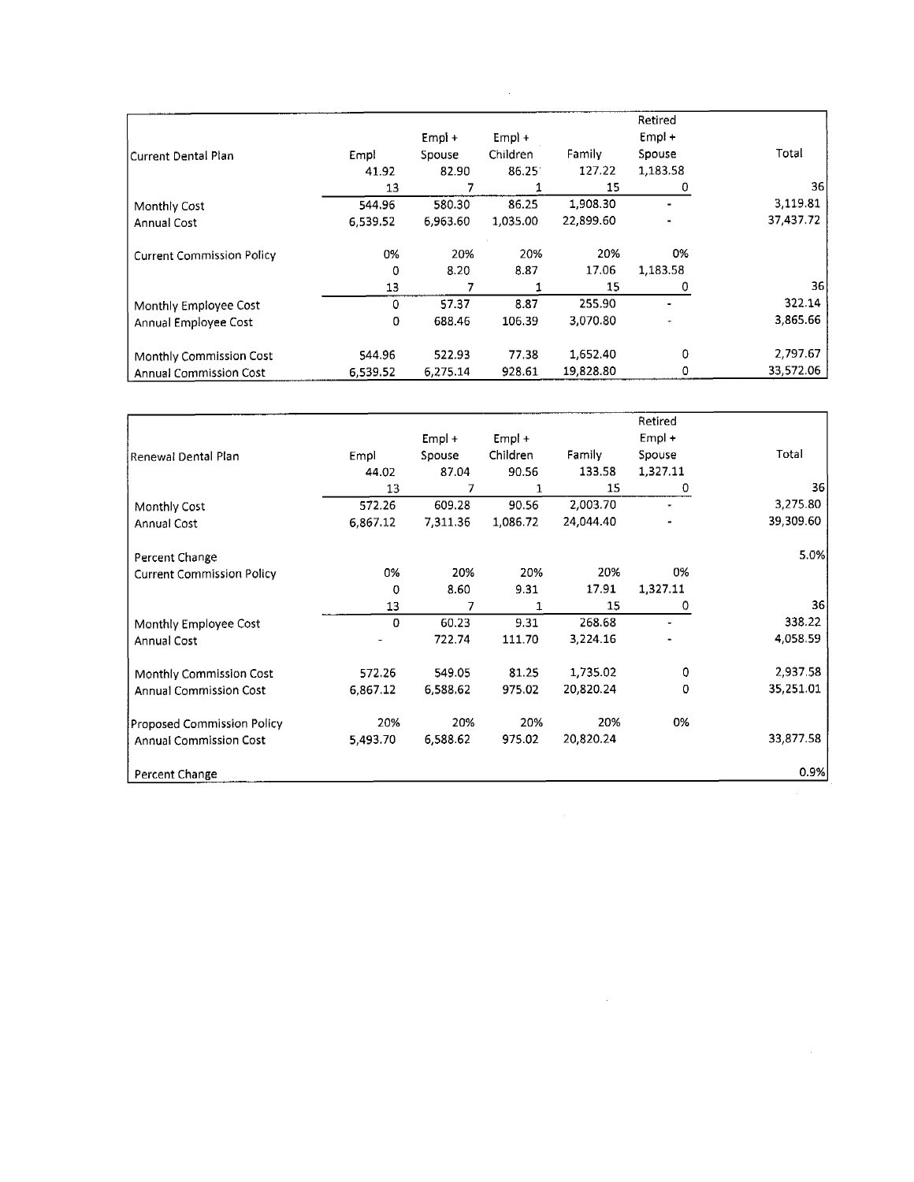| Current Dental Plan | Empl | Empl + Spouse | Empl + Children | Family | Retired Empl + Spouse | Total |
|---|---|---|---|---|---|---|
| | 41.92 | 82.90 | 86.25 | 127.22 | 1,183.58 | |
| | 13 | 7 | 1 | 15 | 0 | 36 |
| Monthly Cost | 544.96 | 580.30 | 86.25 | 1,908.30 | - | 3,119.81 |
| Annual Cost | 6,539.52 | 6,963.60 | 1,035.00 | 22,899.60 | - | 37,437.72 |
| | | | | | | |
| Current Commission Policy | 0% | 20% | 20% | 20% | 0% | |
| | 0 | 8.20 | 8.87 | 17.06 | 1,183.58 | |
| | 13 | 7 | 1 | 15 | 0 | 36 |
| Monthly Employee Cost | 0 | 57.37 | 8.87 | 255.90 | - | 322.14 |
| Annual Employee Cost | 0 | 688.46 | 106.39 | 3,070.80 | - | 3,865.66 |
| | | | | | | |
| Monthly Commission Cost | 544.96 | 522.93 | 77.38 | 1,652.40 | 0 | 2,797.67 |
| Annual Commission Cost | 6,539.52 | 6,275.14 | 928.61 | 19,828.80 | 0 | 33,572.06 |

| Renewal Dental Plan | Empl | Empl + Spouse | Empl + Children | Family | Retired Empl + Spouse | Total |
|---|---|---|---|---|---|---|
| | 44.02 | 87.04 | 90.56 | 133.58 | 1,327.11 | |
| | 13 | 7 | 1 | 15 | 0 | 36 |
| Monthly Cost | 572.26 | 609.28 | 90.56 | 2,003.70 | - | 3,275.80 |
| Annual Cost | 6,867.12 | 7,311.36 | 1,086.72 | 24,044.40 | - | 39,309.60 |
| | | | | | | |
| Percent Change | | | | | | 5.0% |
| Current Commission Policy | 0% | 20% | 20% | 20% | 0% | |
| | 0 | 8.60 | 9.31 | 17.91 | 1,327.11 | |
| | 13 | 7 | 1 | 15 | 0 | 36 |
| Monthly Employee Cost | 0 | 60.23 | 9.31 | 268.68 | - | 338.22 |
| Annual Cost | - | 722.74 | 111.70 | 3,224.16 | - | 4,058.59 |
| | | | | | | |
| Monthly Commission Cost | 572.26 | 549.05 | 81.25 | 1,735.02 | 0 | 2,937.58 |
| Annual Commission Cost | 6,867.12 | 6,588.62 | 975.02 | 20,820.24 | 0 | 35,251.01 |
| | | | | | | |
| Proposed Commission Policy | 20% | 20% | 20% | 20% | 0% | |
| Annual Commission Cost | 5,493.70 | 6,588.62 | 975.02 | 20,820.24 | | 33,877.58 |
| | | | | | | |
| Percent Change | | | | | | 0.9% |